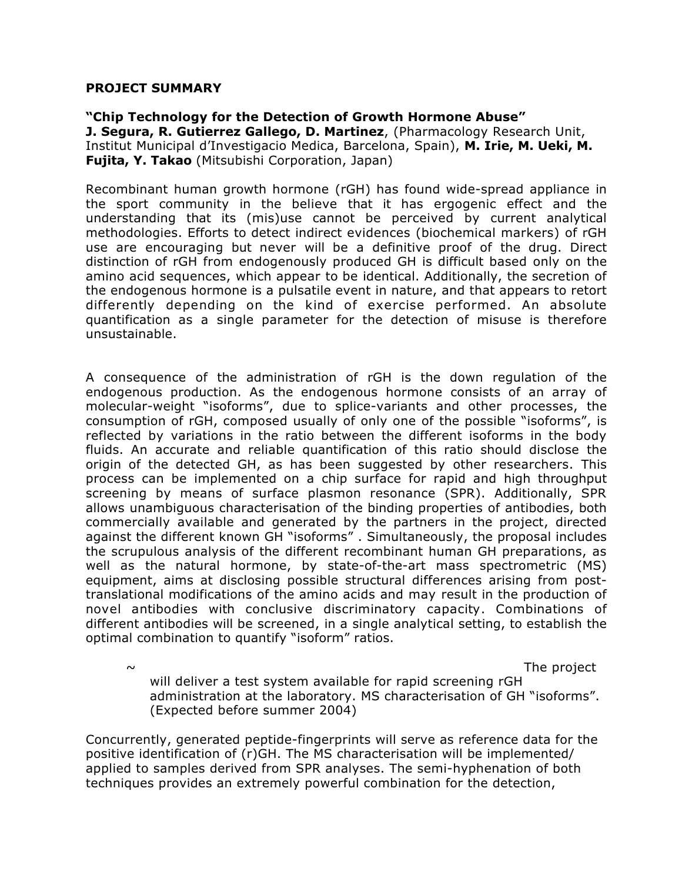**PROJECT SUMMARY**

**"Chip Technology for the Detection of Growth Hormone Abuse"**
**J. Segura, R. Gutierrez Gallego, D. Martinez**, (Pharmacology Research Unit, Institut Municipal d'Investigacio Medica, Barcelona, Spain), **M. Irie, M. Ueki, M. Fujita, Y. Takao** (Mitsubishi Corporation, Japan)

Recombinant human growth hormone (rGH) has found wide-spread appliance in the sport community in the believe that it has ergogenic effect and the understanding that its (mis)use cannot be perceived by current analytical methodologies. Efforts to detect indirect evidences (biochemical markers) of rGH use are encouraging but never will be a definitive proof of the drug. Direct distinction of rGH from endogenously produced GH is difficult based only on the amino acid sequences, which appear to be identical. Additionally, the secretion of the endogenous hormone is a pulsatile event in nature, and that appears to retort differently depending on the kind of exercise performed. An absolute quantification as a single parameter for the detection of misuse is therefore unsustainable.

A consequence of the administration of rGH is the down regulation of the endogenous production. As the endogenous hormone consists of an array of molecular-weight "isoforms", due to splice-variants and other processes, the consumption of rGH, composed usually of only one of the possible "isoforms", is reflected by variations in the ratio between the different isoforms in the body fluids. An accurate and reliable quantification of this ratio should disclose the origin of the detected GH, as has been suggested by other researchers. This process can be implemented on a chip surface for rapid and high throughput screening by means of surface plasmon resonance (SPR). Additionally, SPR allows unambiguous characterisation of the binding properties of antibodies, both commercially available and generated by the partners in the project, directed against the different known GH "isoforms" . Simultaneously, the proposal includes the scrupulous analysis of the different recombinant human GH preparations, as well as the natural hormone, by state-of-the-art mass spectrometric (MS) equipment, aims at disclosing possible structural differences arising from post-translational modifications of the amino acids and may result in the production of novel antibodies with conclusive discriminatory capacity. Combinations of different antibodies will be screened, in a single analytical setting, to establish the optimal combination to quantify "isoform" ratios.

~ The project will deliver a test system available for rapid screening rGH administration at the laboratory. MS characterisation of GH "isoforms". (Expected before summer 2004)

Concurrently, generated peptide-fingerprints will serve as reference data for the positive identification of (r)GH. The MS characterisation will be implemented/ applied to samples derived from SPR analyses. The semi-hyphenation of both techniques provides an extremely powerful combination for the detection,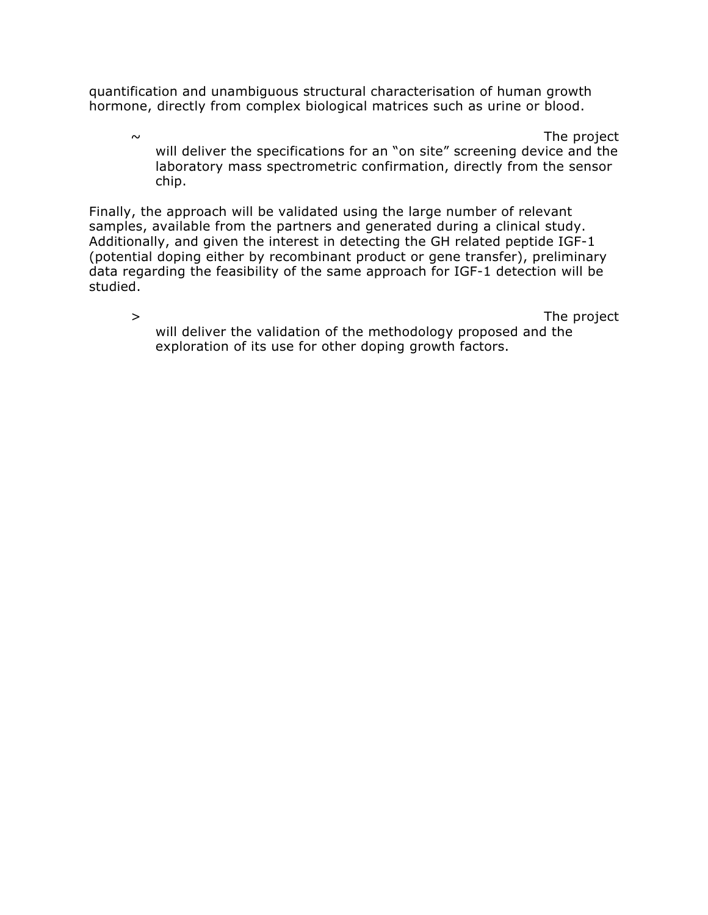quantification and unambiguous structural characterisation of human growth hormone, directly from complex biological matrices such as urine or blood.

- ~ The project will deliver the specifications for an "on site" screening device and the laboratory mass spectrometric confirmation, directly from the sensor chip.

Finally, the approach will be validated using the large number of relevant samples, available from the partners and generated during a clinical study. Additionally, and given the interest in detecting the GH related peptide IGF-1 (potential doping either by recombinant product or gene transfer), preliminary data regarding the feasibility of the same approach for IGF-1 detection will be studied.

- > The project will deliver the validation of the methodology proposed and the exploration of its use for other doping growth factors.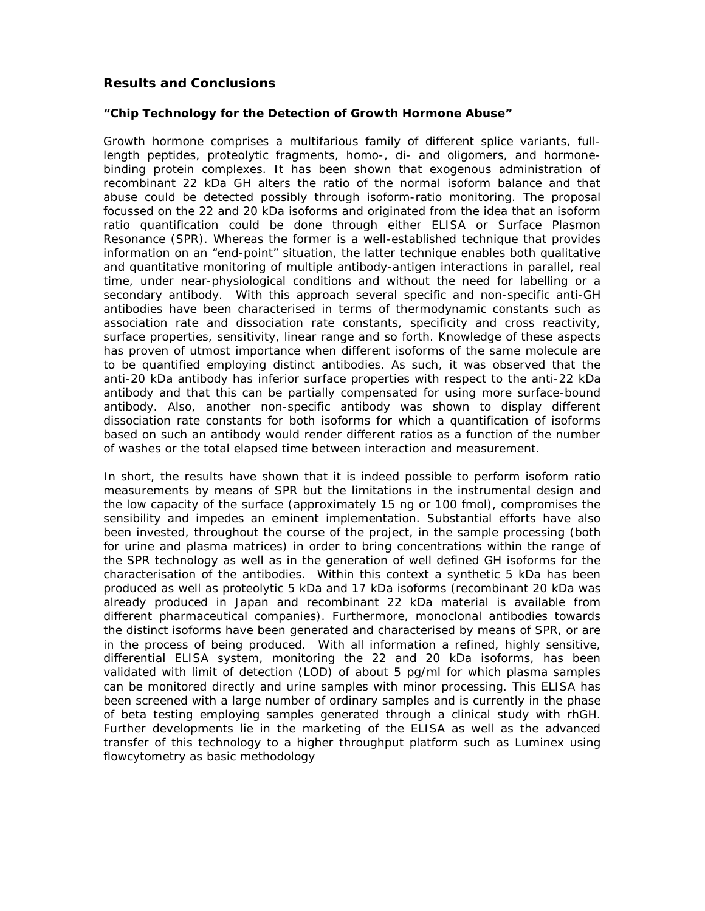## Results and Conclusions

### "Chip Technology for the Detection of Growth Hormone Abuse"

Growth hormone comprises a multifarious family of different splice variants, full-length peptides, proteolytic fragments, homo-, di- and oligomers, and hormone-binding protein complexes. It has been shown that exogenous administration of recombinant 22 kDa GH alters the ratio of the normal isoform balance and that abuse could be detected possibly through isoform-ratio monitoring. The proposal focussed on the 22 and 20 kDa isoforms and originated from the idea that an isoform ratio quantification could be done through either ELISA or Surface Plasmon Resonance (SPR). Whereas the former is a well-established technique that provides information on an "end-point" situation, the latter technique enables both qualitative and quantitative monitoring of multiple antibody-antigen interactions in parallel, real time, under near-physiological conditions and without the need for labelling or a secondary antibody. With this approach several specific and non-specific anti-GH antibodies have been characterised in terms of thermodynamic constants such as association rate and dissociation rate constants, specificity and cross reactivity, surface properties, sensitivity, linear range and so forth. Knowledge of these aspects has proven of utmost importance when different isoforms of the same molecule are to be quantified employing distinct antibodies. As such, it was observed that the anti-20 kDa antibody has inferior surface properties with respect to the anti-22 kDa antibody and that this can be partially compensated for using more surface-bound antibody. Also, another non-specific antibody was shown to display different dissociation rate constants for both isoforms for which a quantification of isoforms based on such an antibody would render different ratios as a function of the number of washes or the total elapsed time between interaction and measurement.

In short, the results have shown that it is indeed possible to perform isoform ratio measurements by means of SPR but the limitations in the instrumental design and the low capacity of the surface (approximately 15 ng or 100 fmol), compromises the sensibility and impedes an eminent implementation. Substantial efforts have also been invested, throughout the course of the project, in the sample processing (both for urine and plasma matrices) in order to bring concentrations within the range of the SPR technology as well as in the generation of well defined GH isoforms for the characterisation of the antibodies. Within this context a synthetic 5 kDa has been produced as well as proteolytic 5 kDa and 17 kDa isoforms (recombinant 20 kDa was already produced in Japan and recombinant 22 kDa material is available from different pharmaceutical companies). Furthermore, monoclonal antibodies towards the distinct isoforms have been generated and characterised by means of SPR, or are in the process of being produced. With all information a refined, highly sensitive, differential ELISA system, monitoring the 22 and 20 kDa isoforms, has been validated with limit of detection (LOD) of about 5 pg/ml for which plasma samples can be monitored directly and urine samples with minor processing. This ELISA has been screened with a large number of ordinary samples and is currently in the phase of beta testing employing samples generated through a clinical study with rhGH. Further developments lie in the marketing of the ELISA as well as the advanced transfer of this technology to a higher throughput platform such as Luminex using flowcytometry as basic methodology